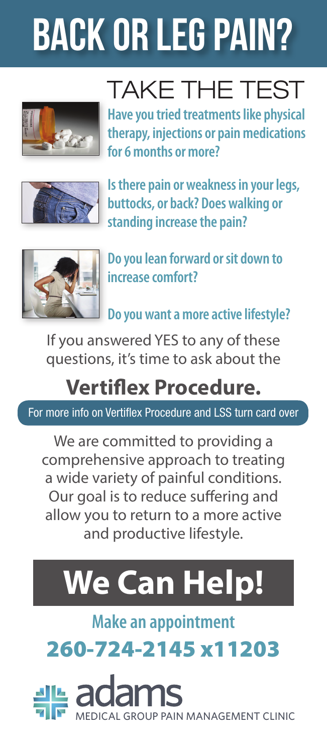# BACK OR LEG PAIN?

## TAKE THE TEST

**Have you tried treatments like physical therapy, injections or pain medications for 6 months or more?**

**Is there pain or weakness in your legs, buttocks, or back? Does walking or standing increase the pain?**

**Do you lean forward or sit down to increase comfort?**

**Do you want a more active lifestyle?**

If you answered YES to any of these questions, it's time to ask about the

## Vertiflex Procedure.

For more info on Vertiflex Procedure and LSS turn card over

We are committed to providing a comprehensive approach to treating a wide variety of painful conditions. Our goal is to reduce suffering and allow you to return to a more active and productive lifestyle.

# We Can Help!

**Make an appointment**

**260-724-2145 x11203**

adams MEDICAL GROUP PAIN MANAGEMENT CLINIC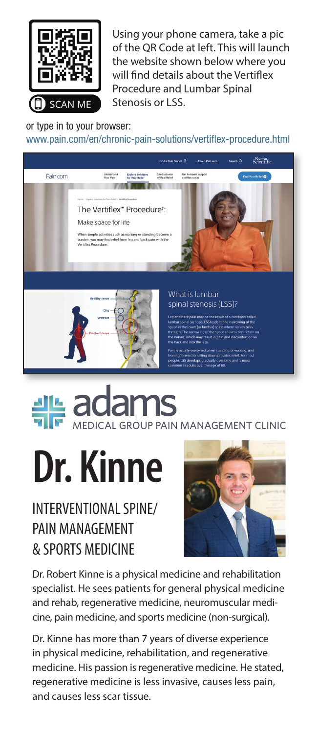SCAN ME

Using your phone camera, take a pic of the QR Code at left. This will launch the website shown below where you will find details about the Vertiflex Procedure and Lumbar Spinal Stenosis or LSS.

or type in to your browser:
www.pain.com/en/chronic-pain-solutions/vertiflex-procedure.html

# adams

MEDICAL GROUP PAIN MANAGEMENT CLINIC

# Dr. Kinne

## INTERVENTIONAL SPINE/ PAIN MANAGEMENT & SPORTS MEDICINE

Dr. Robert Kinne is a physical medicine and rehabilitation specialist. He sees patients for general physical medicine and rehab, regenerative medicine, neuromuscular medicine, pain medicine, and sports medicine (non-surgical).

Dr. Kinne has more than 7 years of diverse experience in physical medicine, rehabilitation, and regenerative medicine. His passion is regenerative medicine. He stated, regenerative medicine is less invasive, causes less pain, and causes less scar tissue.